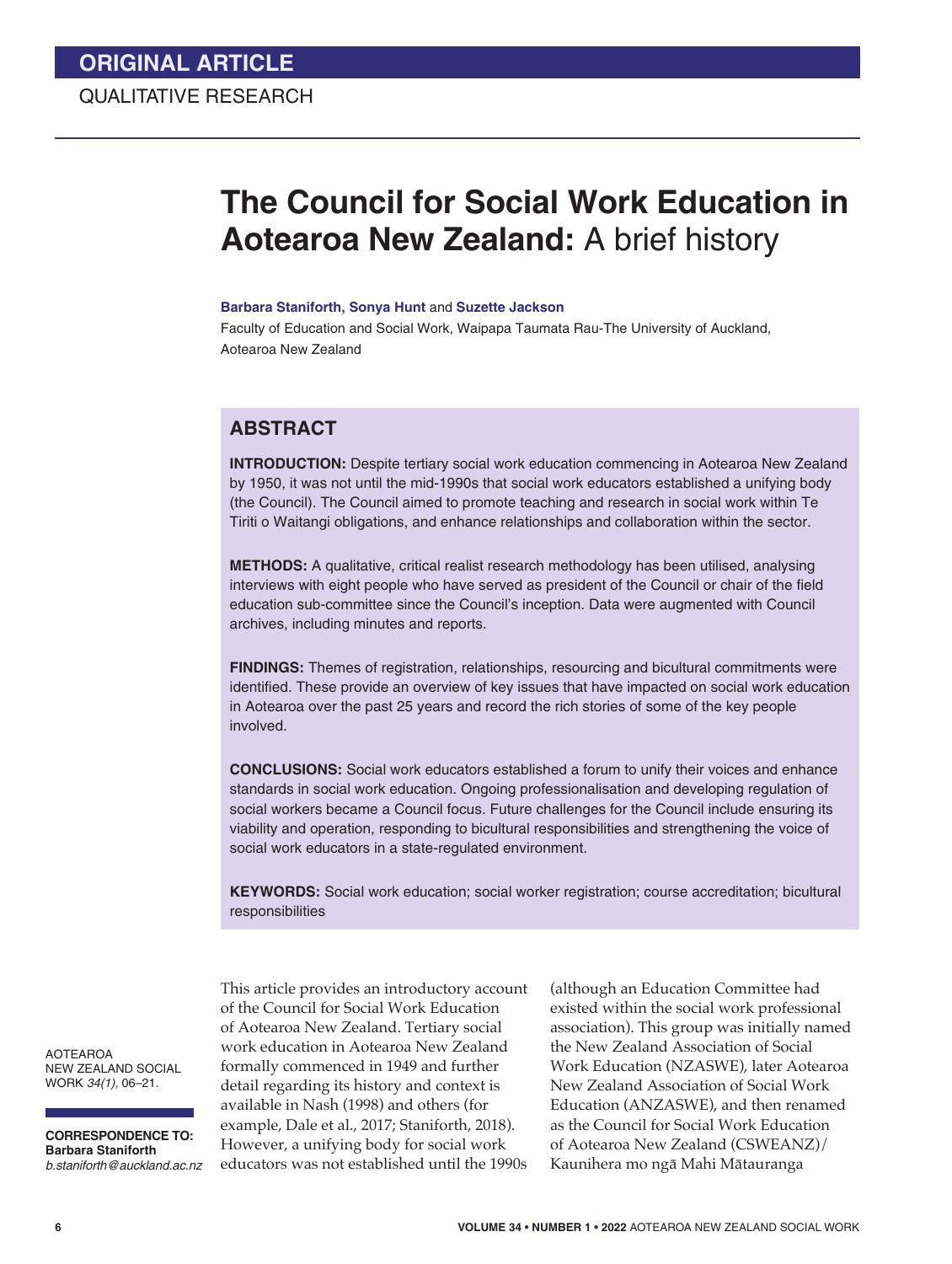ORIGINAL ARTICLE

QUALITATIVE RESEARCH

# The Council for Social Work Education in Aotearoa New Zealand: A brief history

**Barbara Staniforth, Sonya Hunt** and **Suzette Jackson**

Faculty of Education and Social Work, Waipapa Taumata Rau-The University of Auckland, Aotearoa New Zealand

## ABSTRACT

**INTRODUCTION:** Despite tertiary social work education commencing in Aotearoa New Zealand by 1950, it was not until the mid-1990s that social work educators established a unifying body (the Council). The Council aimed to promote teaching and research in social work within Te Tiriti o Waitangi obligations, and enhance relationships and collaboration within the sector.

**METHODS:** A qualitative, critical realist research methodology has been utilised, analysing interviews with eight people who have served as president of the Council or chair of the field education sub-committee since the Council's inception. Data were augmented with Council archives, including minutes and reports.

**FINDINGS:** Themes of registration, relationships, resourcing and bicultural commitments were identified. These provide an overview of key issues that have impacted on social work education in Aotearoa over the past 25 years and record the rich stories of some of the key people involved.

**CONCLUSIONS:** Social work educators established a forum to unify their voices and enhance standards in social work education. Ongoing professionalisation and developing regulation of social workers became a Council focus. Future challenges for the Council include ensuring its viability and operation, responding to bicultural responsibilities and strengthening the voice of social work educators in a state-regulated environment.

**KEYWORDS:** Social work education; social worker registration; course accreditation; bicultural responsibilities

AOTEAROA NEW ZEALAND SOCIAL WORK *34(1)*, 06–21.

**CORRESPONDENCE TO:**
**Barbara Staniforth**
*b.staniforth@auckland.ac.nz*

This article provides an introductory account of the Council for Social Work Education of Aotearoa New Zealand. Tertiary social work education in Aotearoa New Zealand formally commenced in 1949 and further detail regarding its history and context is available in Nash (1998) and others (for example, Dale et al., 2017; Staniforth, 2018). However, a unifying body for social work educators was not established until the 1990s (although an Education Committee had existed within the social work professional association). This group was initially named the New Zealand Association of Social Work Education (NZASWE), later Aotearoa New Zealand Association of Social Work Education (ANZASWE), and then renamed as the Council for Social Work Education of Aotearoa New Zealand (CSWEANZ)/ Kaunihera mo ngā Mahi Mātauranga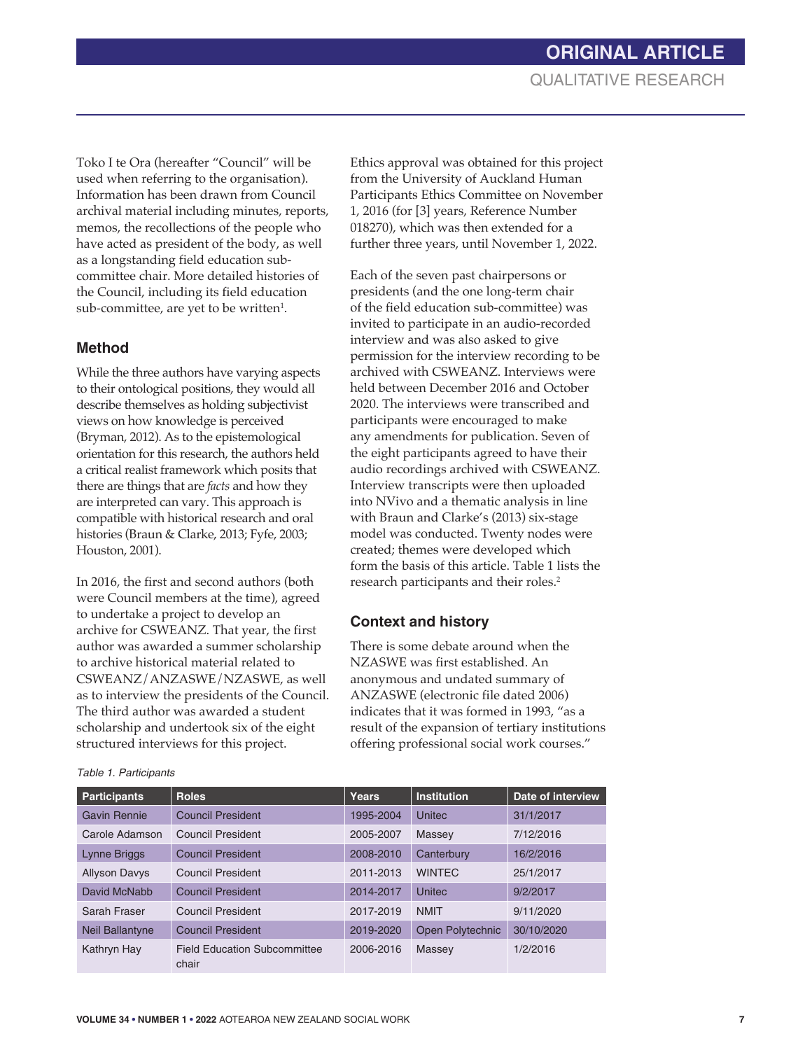Toko I te Ora (hereafter "Council" will be used when referring to the organisation). Information has been drawn from Council archival material including minutes, reports, memos, the recollections of the people who have acted as president of the body, as well as a longstanding field education sub-committee chair. More detailed histories of the Council, including its field education sub-committee, are yet to be written[1].

## Method

While the three authors have varying aspects to their ontological positions, they would all describe themselves as holding subjectivist views on how knowledge is perceived (Bryman, 2012). As to the epistemological orientation for this research, the authors held a critical realist framework which posits that there are things that are *facts* and how they are interpreted can vary. This approach is compatible with historical research and oral histories (Braun & Clarke, 2013; Fyfe, 2003; Houston, 2001).

In 2016, the first and second authors (both were Council members at the time), agreed to undertake a project to develop an archive for CSWEANZ. That year, the first author was awarded a summer scholarship to archive historical material related to CSWEANZ/ANZASWE/NZASWE, as well as to interview the presidents of the Council. The third author was awarded a student scholarship and undertook six of the eight structured interviews for this project.

Ethics approval was obtained for this project from the University of Auckland Human Participants Ethics Committee on November 1, 2016 (for [3] years, Reference Number 018270), which was then extended for a further three years, until November 1, 2022.

Each of the seven past chairpersons or presidents (and the one long-term chair of the field education sub-committee) was invited to participate in an audio-recorded interview and was also asked to give permission for the interview recording to be archived with CSWEANZ. Interviews were held between December 2016 and October 2020. The interviews were transcribed and participants were encouraged to make any amendments for publication. Seven of the eight participants agreed to have their audio recordings archived with CSWEANZ. Interview transcripts were then uploaded into NVivo and a thematic analysis in line with Braun and Clarke's (2013) six-stage model was conducted. Twenty nodes were created; themes were developed which form the basis of this article. Table 1 lists the research participants and their roles.[2]

## Context and history

There is some debate around when the NZASWE was first established. An anonymous and undated summary of ANZASWE (electronic file dated 2006) indicates that it was formed in 1993, "as a result of the expansion of tertiary institutions offering professional social work courses."

*Table 1. Participants*

| Participants | Roles | Years | Institution | Date of interview |
|---|---|---|---|---|
| Gavin Rennie | Council President | 1995-2004 | Unitec | 31/1/2017 |
| Carole Adamson | Council President | 2005-2007 | Massey | 7/12/2016 |
| Lynne Briggs | Council President | 2008-2010 | Canterbury | 16/2/2016 |
| Allyson Davys | Council President | 2011-2013 | WINTEC | 25/1/2017 |
| David McNabb | Council President | 2014-2017 | Unitec | 9/2/2017 |
| Sarah Fraser | Council President | 2017-2019 | NMIT | 9/11/2020 |
| Neil Ballantyne | Council President | 2019-2020 | Open Polytechnic | 30/10/2020 |
| Kathryn Hay | Field Education Subcommittee chair | 2006-2016 | Massey | 1/2/2016 |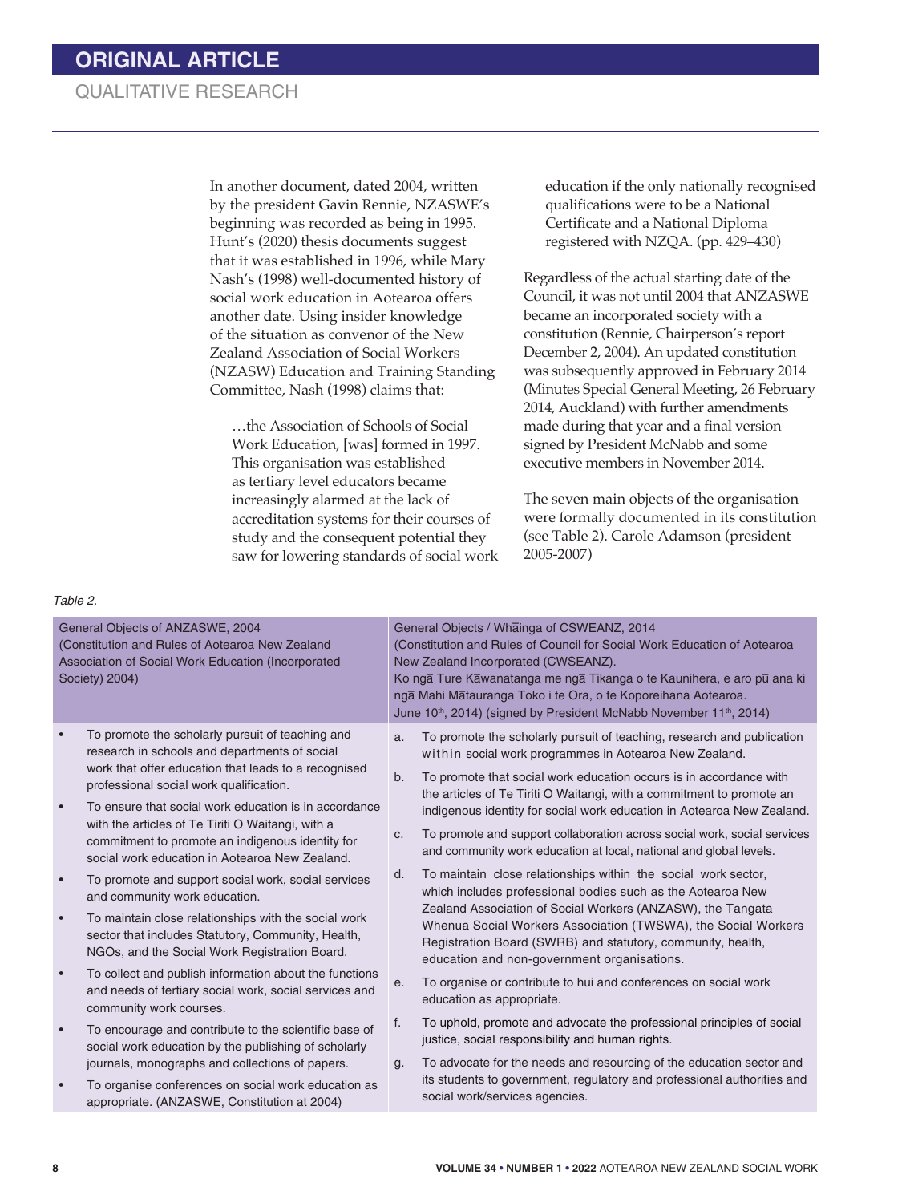In another document, dated 2004, written by the president Gavin Rennie, NZASWE's beginning was recorded as being in 1995. Hunt's (2020) thesis documents suggest that it was established in 1996, while Mary Nash's (1998) well-documented history of social work education in Aotearoa offers another date. Using insider knowledge of the situation as convenor of the New Zealand Association of Social Workers (NZASW) Education and Training Standing Committee, Nash (1998) claims that:

> …the Association of Schools of Social Work Education, [was] formed in 1997. This organisation was established as tertiary level educators became increasingly alarmed at the lack of accreditation systems for their courses of study and the consequent potential they saw for lowering standards of social work education if the only nationally recognised qualifications were to be a National Certificate and a National Diploma registered with NZQA. (pp. 429–430)

Regardless of the actual starting date of the Council, it was not until 2004 that ANZASWE became an incorporated society with a constitution (Rennie, Chairperson's report December 2, 2004). An updated constitution was subsequently approved in February 2014 (Minutes Special General Meeting, 26 February 2014, Auckland) with further amendments made during that year and a final version signed by President McNabb and some executive members in November 2014.

The seven main objects of the organisation were formally documented in its constitution (see Table 2). Carole Adamson (president 2005-2007)

*Table 2.*

| General Objects of ANZASWE, 2004 (Constitution and Rules of Aotearoa New Zealand Association of Social Work Education (Incorporated Society) 2004) | General Objects / Whāinga of CSWEANZ, 2014 (Constitution and Rules of Council for Social Work Education of Aotearoa New Zealand Incorporated (CWSEANZ). Ko ngā Ture Kāwanatanga me ngā Tikanga o te Kaunihera, e aro pū ana ki ngā Mahi Mātauranga Toko i te Ora, o te Koporeihana Aotearoa. June 10th, 2014) (signed by President McNabb November 11th, 2014) |
|---|---|
| • To promote the scholarly pursuit of teaching and research in schools and departments of social work that offer education that leads to a recognised professional social work qualification.<br>• To ensure that social work education is in accordance with the articles of Te Tiriti O Waitangi, with a commitment to promote an indigenous identity for social work education in Aotearoa New Zealand.<br>• To promote and support social work, social services and community work education.<br>• To maintain close relationships with the social work sector that includes Statutory, Community, Health, NGOs, and the Social Work Registration Board.<br>• To collect and publish information about the functions and needs of tertiary social work, social services and community work courses.<br>• To encourage and contribute to the scientific base of social work education by the publishing of scholarly journals, monographs and collections of papers.<br>• To organise conferences on social work education as appropriate. (ANZASWE, Constitution at 2004) | a. To promote the scholarly pursuit of teaching, research and publication within social work programmes in Aotearoa New Zealand.<br>b. To promote that social work education occurs is in accordance with the articles of Te Tiriti O Waitangi, with a commitment to promote an indigenous identity for social work education in Aotearoa New Zealand.<br>c. To promote and support collaboration across social work, social services and community work education at local, national and global levels.<br>d. To maintain close relationships within the social work sector, which includes professional bodies such as the Aotearoa New Zealand Association of Social Workers (ANZASW), the Tangata Whenua Social Workers Association (TWSWA), the Social Workers Registration Board (SWRB) and statutory, community, health, education and non-government organisations.<br>e. To organise or contribute to hui and conferences on social work education as appropriate.<br>f. To uphold, promote and advocate the professional principles of social justice, social responsibility and human rights.<br>g. To advocate for the needs and resourcing of the education sector and its students to government, regulatory and professional authorities and social work/services agencies. |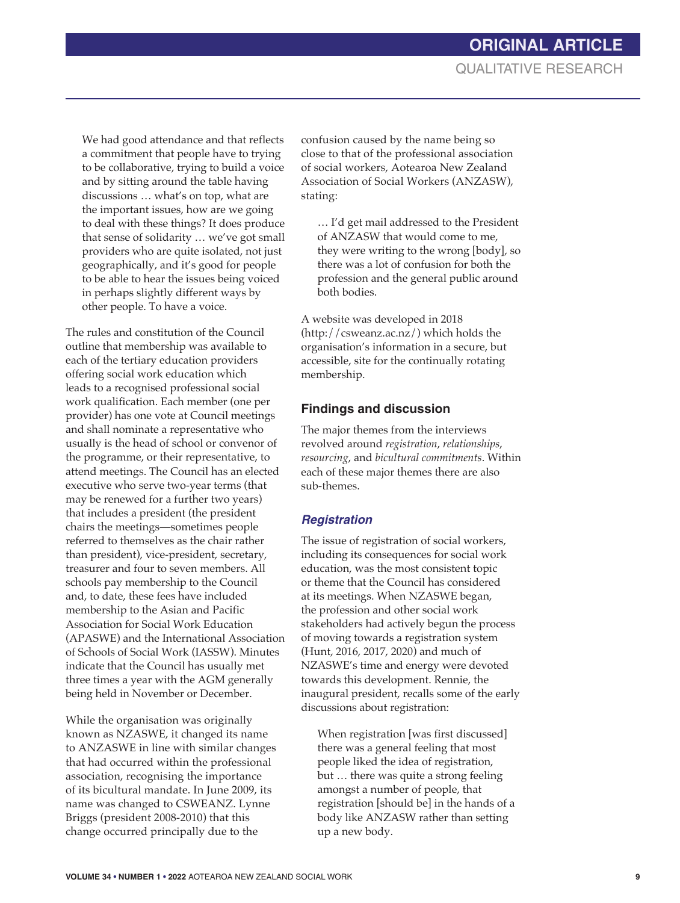> We had good attendance and that reflects a commitment that people have to trying to be collaborative, trying to build a voice and by sitting around the table having discussions … what's on top, what are the important issues, how are we going to deal with these things? It does produce that sense of solidarity … we've got small providers who are quite isolated, not just geographically, and it's good for people to be able to hear the issues being voiced in perhaps slightly different ways by other people. To have a voice.

The rules and constitution of the Council outline that membership was available to each of the tertiary education providers offering social work education which leads to a recognised professional social work qualification. Each member (one per provider) has one vote at Council meetings and shall nominate a representative who usually is the head of school or convenor of the programme, or their representative, to attend meetings. The Council has an elected executive who serve two-year terms (that may be renewed for a further two years) that includes a president (the president chairs the meetings—sometimes people referred to themselves as the chair rather than president), vice-president, secretary, treasurer and four to seven members. All schools pay membership to the Council and, to date, these fees have included membership to the Asian and Pacific Association for Social Work Education (APASWE) and the International Association of Schools of Social Work (IASSW). Minutes indicate that the Council has usually met three times a year with the AGM generally being held in November or December.

While the organisation was originally known as NZASWE, it changed its name to ANZASWE in line with similar changes that had occurred within the professional association, recognising the importance of its bicultural mandate. In June 2009, its name was changed to CSWEANZ. Lynne Briggs (president 2008-2010) that this change occurred principally due to the confusion caused by the name being so close to that of the professional association of social workers, Aotearoa New Zealand Association of Social Workers (ANZASW), stating:

> … I'd get mail addressed to the President of ANZASW that would come to me, they were writing to the wrong [body], so there was a lot of confusion for both the profession and the general public around both bodies.

A website was developed in 2018 (http://csweanz.ac.nz/) which holds the organisation's information in a secure, but accessible, site for the continually rotating membership.

## Findings and discussion

The major themes from the interviews revolved around *registration*, *relationships*, *resourcing*, and *bicultural commitments*. Within each of these major themes there are also sub-themes.

### *Registration*

The issue of registration of social workers, including its consequences for social work education, was the most consistent topic or theme that the Council has considered at its meetings. When NZASWE began, the profession and other social work stakeholders had actively begun the process of moving towards a registration system (Hunt, 2016, 2017, 2020) and much of NZASWE's time and energy were devoted towards this development. Rennie, the inaugural president, recalls some of the early discussions about registration:

> When registration [was first discussed] there was a general feeling that most people liked the idea of registration, but … there was quite a strong feeling amongst a number of people, that registration [should be] in the hands of a body like ANZASW rather than setting up a new body.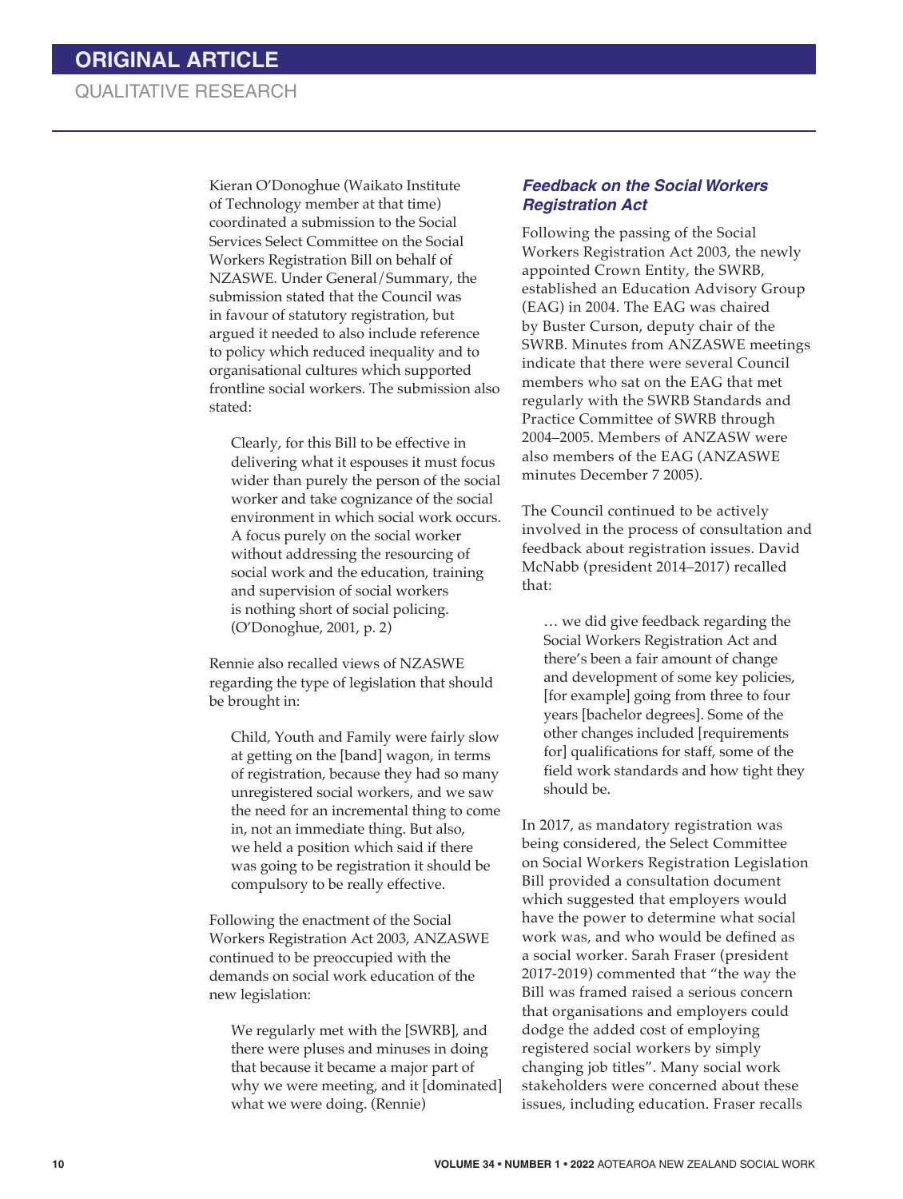Kieran O'Donoghue (Waikato Institute of Technology member at that time) coordinated a submission to the Social Services Select Committee on the Social Workers Registration Bill on behalf of NZASWE. Under General/Summary, the submission stated that the Council was in favour of statutory registration, but argued it needed to also include reference to policy which reduced inequality and to organisational cultures which supported frontline social workers. The submission also stated:

> Clearly, for this Bill to be effective in delivering what it espouses it must focus wider than purely the person of the social worker and take cognizance of the social environment in which social work occurs. A focus purely on the social worker without addressing the resourcing of social work and the education, training and supervision of social workers is nothing short of social policing. (O'Donoghue, 2001, p. 2)

Rennie also recalled views of NZASWE regarding the type of legislation that should be brought in:

> Child, Youth and Family were fairly slow at getting on the [band] wagon, in terms of registration, because they had so many unregistered social workers, and we saw the need for an incremental thing to come in, not an immediate thing. But also, we held a position which said if there was going to be registration it should be compulsory to be really effective.

Following the enactment of the Social Workers Registration Act 2003, ANZASWE continued to be preoccupied with the demands on social work education of the new legislation:

> We regularly met with the [SWRB], and there were pluses and minuses in doing that because it became a major part of why we were meeting, and it [dominated] what we were doing. (Rennie)

### *Feedback on the Social Workers Registration Act*

Following the passing of the Social Workers Registration Act 2003, the newly appointed Crown Entity, the SWRB, established an Education Advisory Group (EAG) in 2004. The EAG was chaired by Buster Curson, deputy chair of the SWRB. Minutes from ANZASWE meetings indicate that there were several Council members who sat on the EAG that met regularly with the SWRB Standards and Practice Committee of SWRB through 2004–2005. Members of ANZASW were also members of the EAG (ANZASWE minutes December 7 2005).

The Council continued to be actively involved in the process of consultation and feedback about registration issues. David McNabb (president 2014–2017) recalled that:

> … we did give feedback regarding the Social Workers Registration Act and there's been a fair amount of change and development of some key policies, [for example] going from three to four years [bachelor degrees]. Some of the other changes included [requirements for] qualifications for staff, some of the field work standards and how tight they should be.

In 2017, as mandatory registration was being considered, the Select Committee on Social Workers Registration Legislation Bill provided a consultation document which suggested that employers would have the power to determine what social work was, and who would be defined as a social worker. Sarah Fraser (president 2017-2019) commented that "the way the Bill was framed raised a serious concern that organisations and employers could dodge the added cost of employing registered social workers by simply changing job titles". Many social work stakeholders were concerned about these issues, including education. Fraser recalls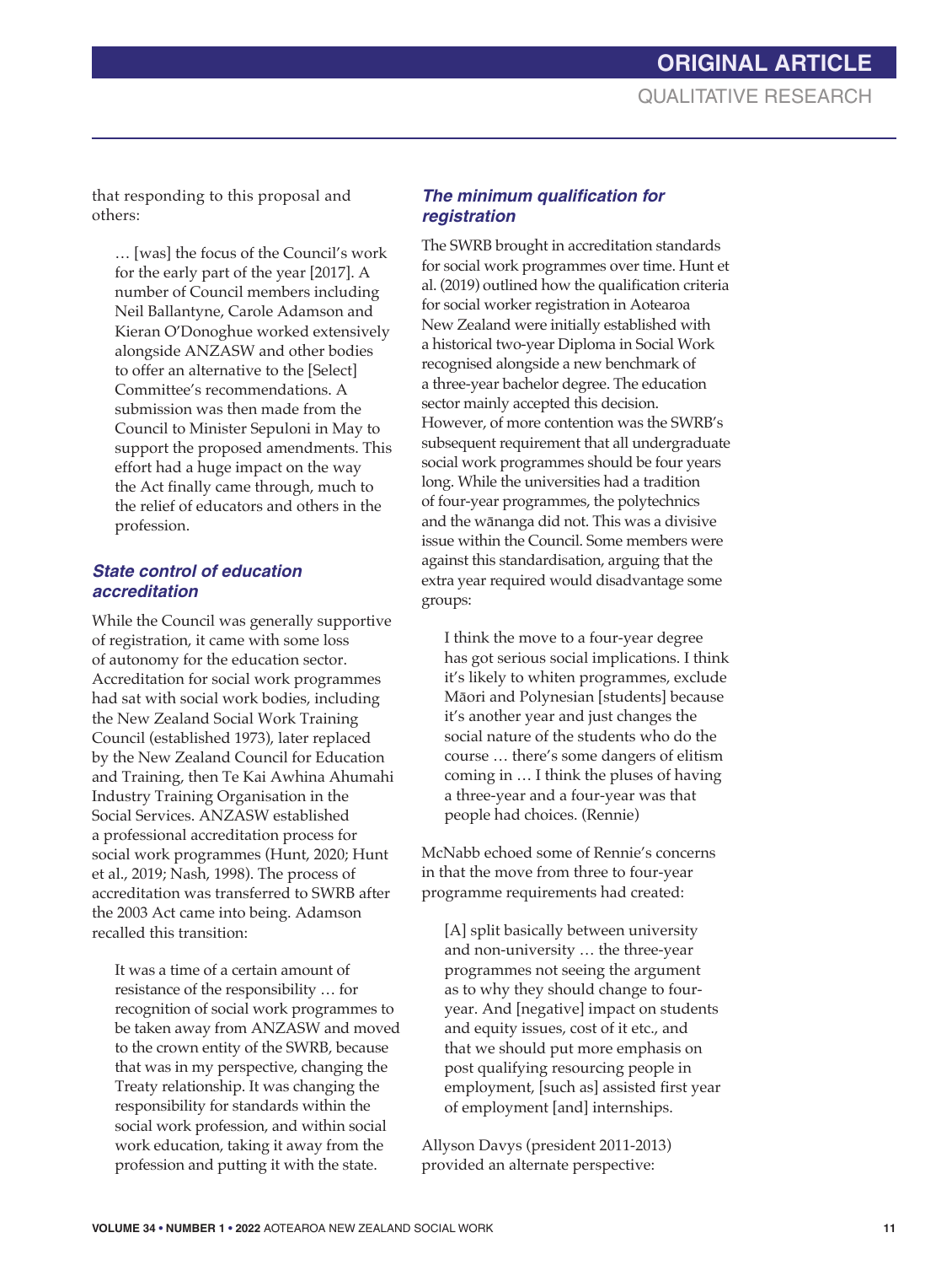that responding to this proposal and others:

> … [was] the focus of the Council's work for the early part of the year [2017]. A number of Council members including Neil Ballantyne, Carole Adamson and Kieran O'Donoghue worked extensively alongside ANZASW and other bodies to offer an alternative to the [Select] Committee's recommendations. A submission was then made from the Council to Minister Sepuloni in May to support the proposed amendments. This effort had a huge impact on the way the Act finally came through, much to the relief of educators and others in the profession.

### *State control of education accreditation*

While the Council was generally supportive of registration, it came with some loss of autonomy for the education sector. Accreditation for social work programmes had sat with social work bodies, including the New Zealand Social Work Training Council (established 1973), later replaced by the New Zealand Council for Education and Training, then Te Kai Awhina Ahumahi Industry Training Organisation in the Social Services. ANZASW established a professional accreditation process for social work programmes (Hunt, 2020; Hunt et al., 2019; Nash, 1998). The process of accreditation was transferred to SWRB after the 2003 Act came into being. Adamson recalled this transition:

> It was a time of a certain amount of resistance of the responsibility … for recognition of social work programmes to be taken away from ANZASW and moved to the crown entity of the SWRB, because that was in my perspective, changing the Treaty relationship. It was changing the responsibility for standards within the social work profession, and within social work education, taking it away from the profession and putting it with the state.

### *The minimum qualification for registration*

The SWRB brought in accreditation standards for social work programmes over time. Hunt et al. (2019) outlined how the qualification criteria for social worker registration in Aotearoa New Zealand were initially established with a historical two-year Diploma in Social Work recognised alongside a new benchmark of a three-year bachelor degree. The education sector mainly accepted this decision. However, of more contention was the SWRB's subsequent requirement that all undergraduate social work programmes should be four years long. While the universities had a tradition of four-year programmes, the polytechnics and the wānanga did not. This was a divisive issue within the Council. Some members were against this standardisation, arguing that the extra year required would disadvantage some groups:

> I think the move to a four-year degree has got serious social implications. I think it's likely to whiten programmes, exclude Māori and Polynesian [students] because it's another year and just changes the social nature of the students who do the course … there's some dangers of elitism coming in … I think the pluses of having a three-year and a four-year was that people had choices. (Rennie)

McNabb echoed some of Rennie's concerns in that the move from three to four-year programme requirements had created:

> [A] split basically between university and non-university … the three-year programmes not seeing the argument as to why they should change to four-year. And [negative] impact on students and equity issues, cost of it etc., and that we should put more emphasis on post qualifying resourcing people in employment, [such as] assisted first year of employment [and] internships.

Allyson Davys (president 2011-2013) provided an alternate perspective: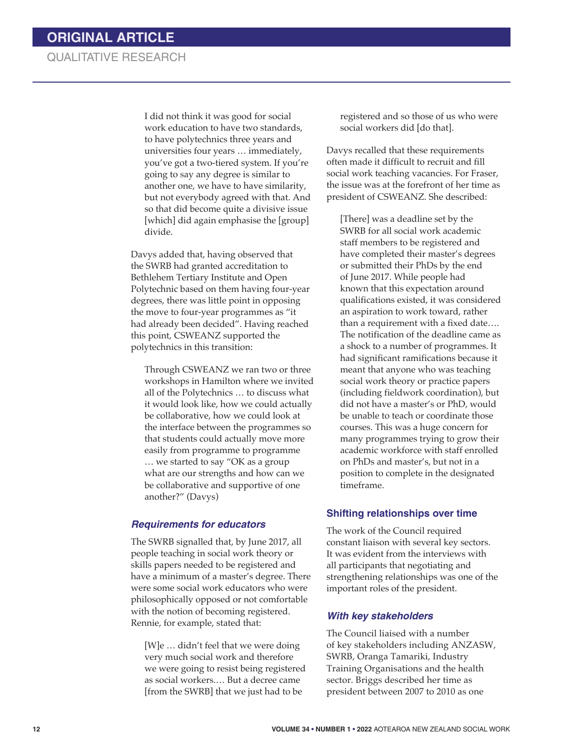> I did not think it was good for social work education to have two standards, to have polytechnics three years and universities four years … immediately, you've got a two-tiered system. If you're going to say any degree is similar to another one, we have to have similarity, but not everybody agreed with that. And so that did become quite a divisive issue [which] did again emphasise the [group] divide.

Davys added that, having observed that the SWRB had granted accreditation to Bethlehem Tertiary Institute and Open Polytechnic based on them having four-year degrees, there was little point in opposing the move to four-year programmes as "it had already been decided". Having reached this point, CSWEANZ supported the polytechnics in this transition:

> Through CSWEANZ we ran two or three workshops in Hamilton where we invited all of the Polytechnics … to discuss what it would look like, how we could actually be collaborative, how we could look at the interface between the programmes so that students could actually move more easily from programme to programme … we started to say "OK as a group what are our strengths and how can we be collaborative and supportive of one another?" (Davys)

### *Requirements for educators*

The SWRB signalled that, by June 2017, all people teaching in social work theory or skills papers needed to be registered and have a minimum of a master's degree. There were some social work educators who were philosophically opposed or not comfortable with the notion of becoming registered. Rennie, for example, stated that:

> [W]e … didn't feel that we were doing very much social work and therefore we were going to resist being registered as social workers.… But a decree came [from the SWRB] that we just had to be registered and so those of us who were social workers did [do that].

Davys recalled that these requirements often made it difficult to recruit and fill social work teaching vacancies. For Fraser, the issue was at the forefront of her time as president of CSWEANZ. She described:

> [There] was a deadline set by the SWRB for all social work academic staff members to be registered and have completed their master's degrees or submitted their PhDs by the end of June 2017. While people had known that this expectation around qualifications existed, it was considered an aspiration to work toward, rather than a requirement with a fixed date…. The notification of the deadline came as a shock to a number of programmes. It had significant ramifications because it meant that anyone who was teaching social work theory or practice papers (including fieldwork coordination), but did not have a master's or PhD, would be unable to teach or coordinate those courses. This was a huge concern for many programmes trying to grow their academic workforce with staff enrolled on PhDs and master's, but not in a position to complete in the designated timeframe.

## Shifting relationships over time

The work of the Council required constant liaison with several key sectors. It was evident from the interviews with all participants that negotiating and strengthening relationships was one of the important roles of the president.

### *With key stakeholders*

The Council liaised with a number of key stakeholders including ANZASW, SWRB, Oranga Tamariki, Industry Training Organisations and the health sector. Briggs described her time as president between 2007 to 2010 as one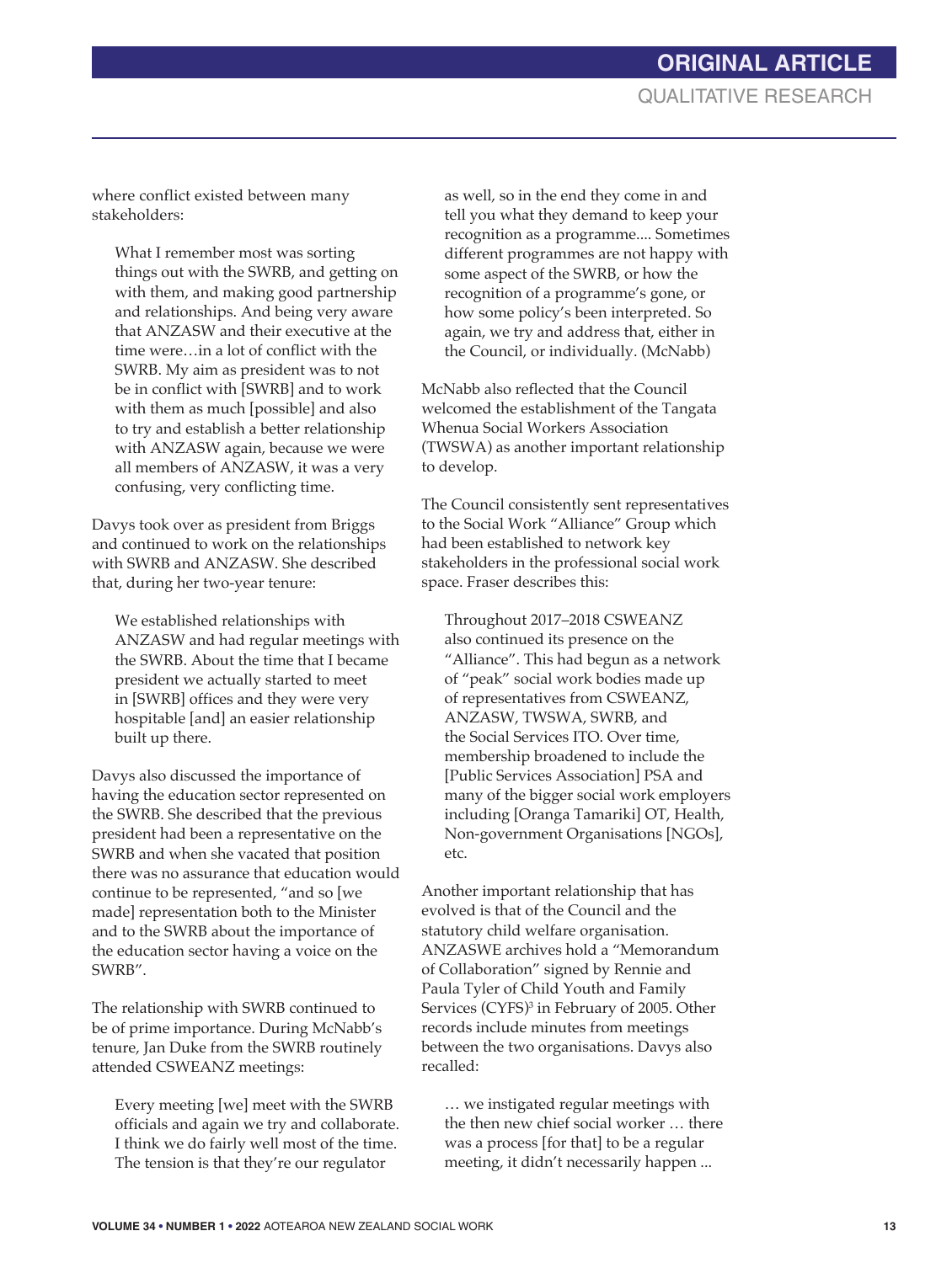where conflict existed between many stakeholders:

> What I remember most was sorting things out with the SWRB, and getting on with them, and making good partnership and relationships. And being very aware that ANZASW and their executive at the time were…in a lot of conflict with the SWRB. My aim as president was to not be in conflict with [SWRB] and to work with them as much [possible] and also to try and establish a better relationship with ANZASW again, because we were all members of ANZASW, it was a very confusing, very conflicting time.

Davys took over as president from Briggs and continued to work on the relationships with SWRB and ANZASW. She described that, during her two-year tenure:

> We established relationships with ANZASW and had regular meetings with the SWRB. About the time that I became president we actually started to meet in [SWRB] offices and they were very hospitable [and] an easier relationship built up there.

Davys also discussed the importance of having the education sector represented on the SWRB. She described that the previous president had been a representative on the SWRB and when she vacated that position there was no assurance that education would continue to be represented, "and so [we made] representation both to the Minister and to the SWRB about the importance of the education sector having a voice on the SWRB".

The relationship with SWRB continued to be of prime importance. During McNabb's tenure, Jan Duke from the SWRB routinely attended CSWEANZ meetings:

> Every meeting [we] meet with the SWRB officials and again we try and collaborate. I think we do fairly well most of the time. The tension is that they're our regulator as well, so in the end they come in and tell you what they demand to keep your recognition as a programme.... Sometimes different programmes are not happy with some aspect of the SWRB, or how the recognition of a programme's gone, or how some policy's been interpreted. So again, we try and address that, either in the Council, or individually. (McNabb)

McNabb also reflected that the Council welcomed the establishment of the Tangata Whenua Social Workers Association (TWSWA) as another important relationship to develop.

The Council consistently sent representatives to the Social Work "Alliance" Group which had been established to network key stakeholders in the professional social work space. Fraser describes this:

> Throughout 2017–2018 CSWEANZ also continued its presence on the "Alliance". This had begun as a network of "peak" social work bodies made up of representatives from CSWEANZ, ANZASW, TWSWA, SWRB, and the Social Services ITO. Over time, membership broadened to include the [Public Services Association] PSA and many of the bigger social work employers including [Oranga Tamariki] OT, Health, Non-government Organisations [NGOs], etc.

Another important relationship that has evolved is that of the Council and the statutory child welfare organisation. ANZASWE archives hold a "Memorandum of Collaboration" signed by Rennie and Paula Tyler of Child Youth and Family Services (CYFS)[3] in February of 2005. Other records include minutes from meetings between the two organisations. Davys also recalled:

> … we instigated regular meetings with the then new chief social worker … there was a process [for that] to be a regular meeting, it didn't necessarily happen ...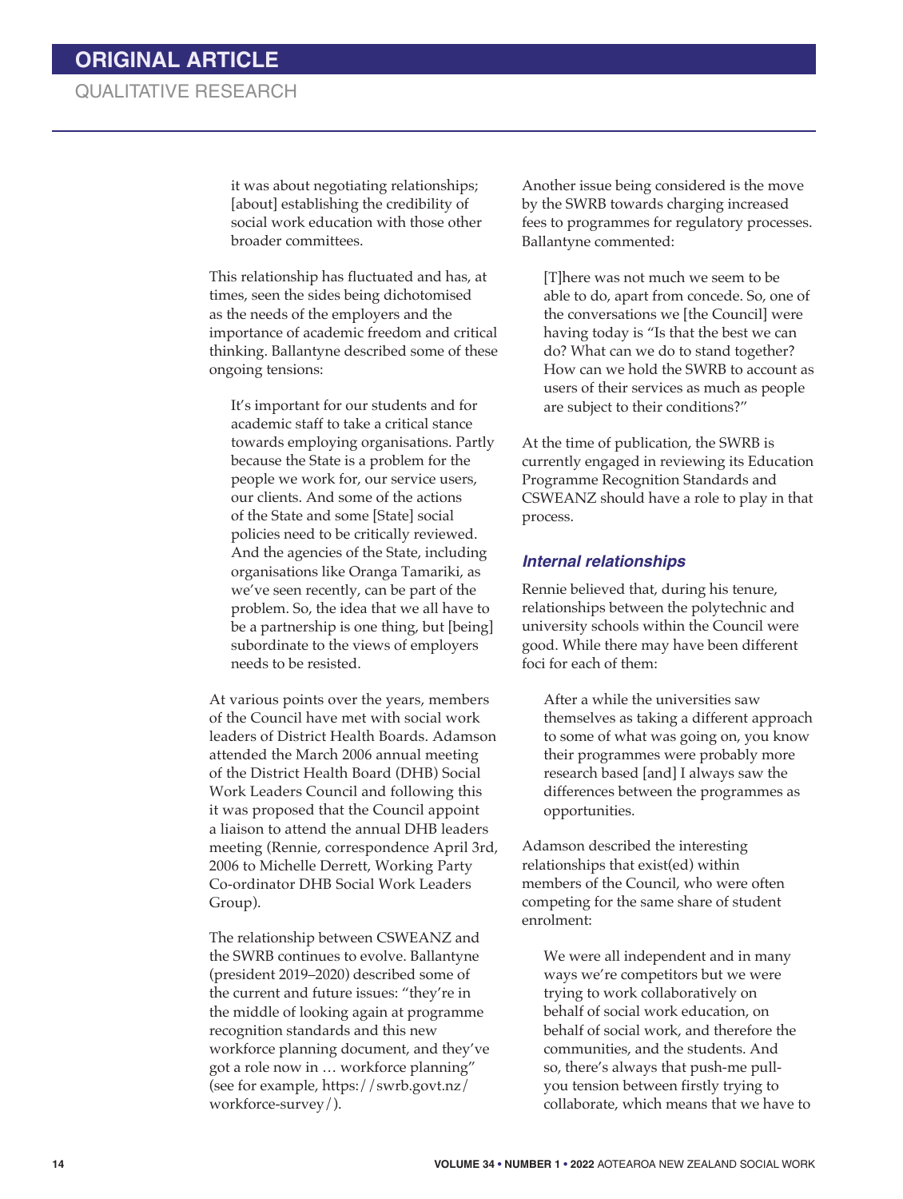> it was about negotiating relationships; [about] establishing the credibility of social work education with those other broader committees.

This relationship has fluctuated and has, at times, seen the sides being dichotomised as the needs of the employers and the importance of academic freedom and critical thinking. Ballantyne described some of these ongoing tensions:

> It's important for our students and for academic staff to take a critical stance towards employing organisations. Partly because the State is a problem for the people we work for, our service users, our clients. And some of the actions of the State and some [State] social policies need to be critically reviewed. And the agencies of the State, including organisations like Oranga Tamariki, as we've seen recently, can be part of the problem. So, the idea that we all have to be a partnership is one thing, but [being] subordinate to the views of employers needs to be resisted.

At various points over the years, members of the Council have met with social work leaders of District Health Boards. Adamson attended the March 2006 annual meeting of the District Health Board (DHB) Social Work Leaders Council and following this it was proposed that the Council appoint a liaison to attend the annual DHB leaders meeting (Rennie, correspondence April 3rd, 2006 to Michelle Derrett, Working Party Co-ordinator DHB Social Work Leaders Group).

The relationship between CSWEANZ and the SWRB continues to evolve. Ballantyne (president 2019–2020) described some of the current and future issues: "they're in the middle of looking again at programme recognition standards and this new workforce planning document, and they've got a role now in … workforce planning" (see for example, https://swrb.govt.nz/workforce-survey/).

Another issue being considered is the move by the SWRB towards charging increased fees to programmes for regulatory processes. Ballantyne commented:

> [T]here was not much we seem to be able to do, apart from concede. So, one of the conversations we [the Council] were having today is "Is that the best we can do? What can we do to stand together? How can we hold the SWRB to account as users of their services as much as people are subject to their conditions?"

At the time of publication, the SWRB is currently engaged in reviewing its Education Programme Recognition Standards and CSWEANZ should have a role to play in that process.

### *Internal relationships*

Rennie believed that, during his tenure, relationships between the polytechnic and university schools within the Council were good. While there may have been different foci for each of them:

> After a while the universities saw themselves as taking a different approach to some of what was going on, you know their programmes were probably more research based [and] I always saw the differences between the programmes as opportunities.

Adamson described the interesting relationships that exist(ed) within members of the Council, who were often competing for the same share of student enrolment:

> We were all independent and in many ways we're competitors but we were trying to work collaboratively on behalf of social work education, on behalf of social work, and therefore the communities, and the students. And so, there's always that push-me pull-you tension between firstly trying to collaborate, which means that we have to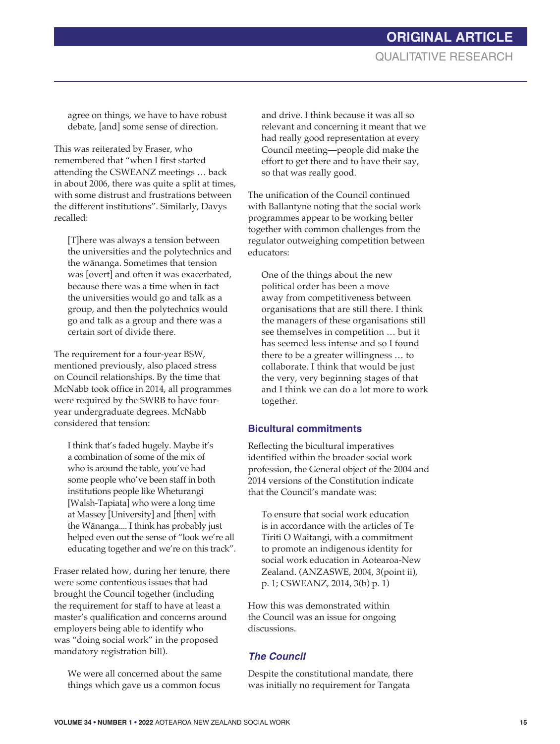agree on things, we have to have robust debate, [and] some sense of direction.

This was reiterated by Fraser, who remembered that "when I first started attending the CSWEANZ meetings … back in about 2006, there was quite a split at times, with some distrust and frustrations between the different institutions". Similarly, Davys recalled:

> [T]here was always a tension between the universities and the polytechnics and the wānanga. Sometimes that tension was [overt] and often it was exacerbated, because there was a time when in fact the universities would go and talk as a group, and then the polytechnics would go and talk as a group and there was a certain sort of divide there.

The requirement for a four-year BSW, mentioned previously, also placed stress on Council relationships. By the time that McNabb took office in 2014, all programmes were required by the SWRB to have four-year undergraduate degrees. McNabb considered that tension:

> I think that's faded hugely. Maybe it's a combination of some of the mix of who is around the table, you've had some people who've been staff in both institutions people like Wheturangi [Walsh-Tapiata] who were a long time at Massey [University] and [then] with the Wānanga.... I think has probably just helped even out the sense of "look we're all educating together and we're on this track".

Fraser related how, during her tenure, there were some contentious issues that had brought the Council together (including the requirement for staff to have at least a master's qualification and concerns around employers being able to identify who was "doing social work" in the proposed mandatory registration bill).

> We were all concerned about the same things which gave us a common focus and drive. I think because it was all so relevant and concerning it meant that we had really good representation at every Council meeting—people did make the effort to get there and to have their say, so that was really good.

The unification of the Council continued with Ballantyne noting that the social work programmes appear to be working better together with common challenges from the regulator outweighing competition between educators:

> One of the things about the new political order has been a move away from competitiveness between organisations that are still there. I think the managers of these organisations still see themselves in competition … but it has seemed less intense and so I found there to be a greater willingness … to collaborate. I think that would be just the very, very beginning stages of that and I think we can do a lot more to work together.

### Bicultural commitments

Reflecting the bicultural imperatives identified within the broader social work profession, the General object of the 2004 and 2014 versions of the Constitution indicate that the Council's mandate was:

> To ensure that social work education is in accordance with the articles of Te Tiriti O Waitangi, with a commitment to promote an indigenous identity for social work education in Aotearoa-New Zealand. (ANZASWE, 2004, 3(point ii), p. 1; CSWEANZ, 2014, 3(b) p. 1)

How this was demonstrated within the Council was an issue for ongoing discussions.

#### *The Council*

Despite the constitutional mandate, there was initially no requirement for Tangata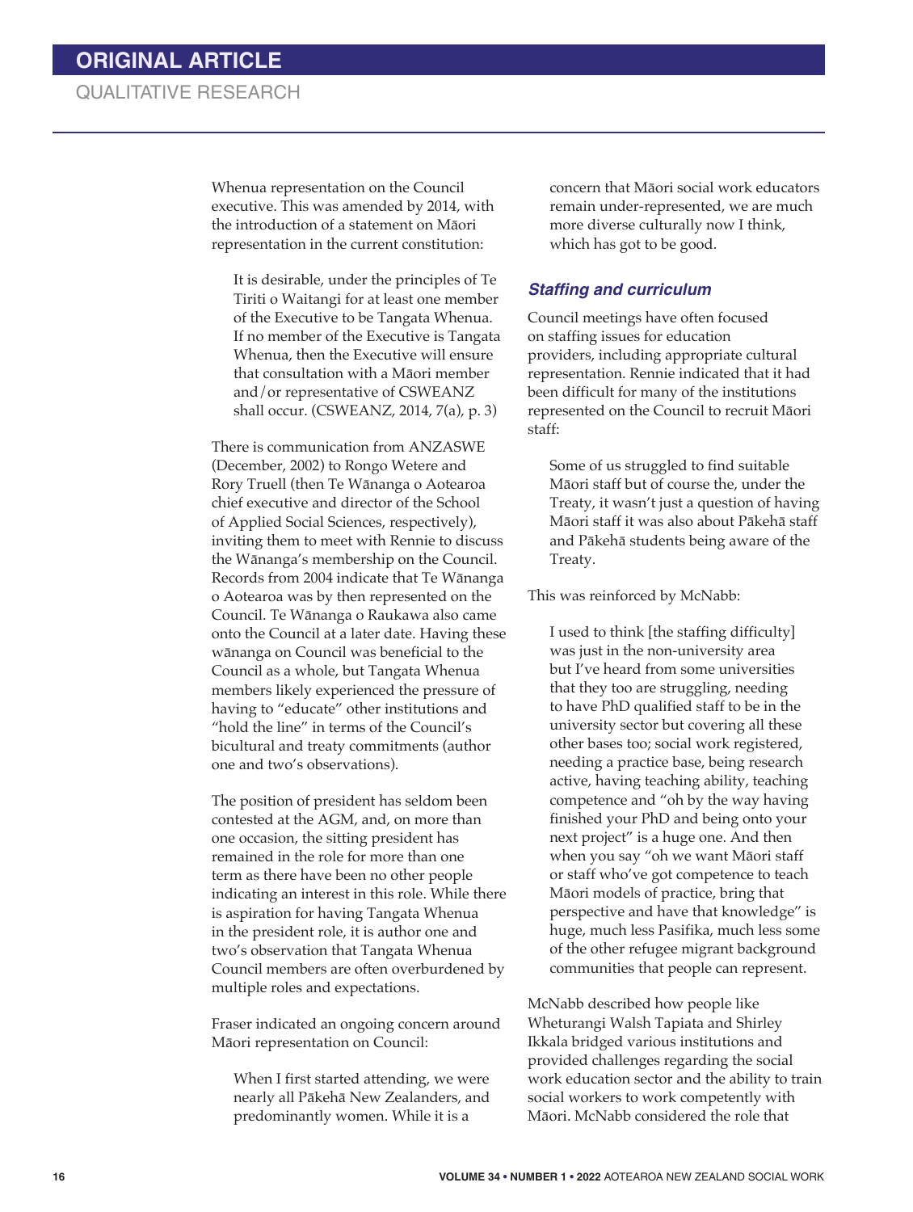Whenua representation on the Council executive. This was amended by 2014, with the introduction of a statement on Māori representation in the current constitution:

> It is desirable, under the principles of Te Tiriti o Waitangi for at least one member of the Executive to be Tangata Whenua. If no member of the Executive is Tangata Whenua, then the Executive will ensure that consultation with a Māori member and/or representative of CSWEANZ shall occur. (CSWEANZ, 2014, 7(a), p. 3)

There is communication from ANZASWE (December, 2002) to Rongo Wetere and Rory Truell (then Te Wānanga o Aotearoa chief executive and director of the School of Applied Social Sciences, respectively), inviting them to meet with Rennie to discuss the Wānanga's membership on the Council. Records from 2004 indicate that Te Wānanga o Aotearoa was by then represented on the Council. Te Wānanga o Raukawa also came onto the Council at a later date. Having these wānanga on Council was beneficial to the Council as a whole, but Tangata Whenua members likely experienced the pressure of having to "educate" other institutions and "hold the line" in terms of the Council's bicultural and treaty commitments (author one and two's observations).

The position of president has seldom been contested at the AGM, and, on more than one occasion, the sitting president has remained in the role for more than one term as there have been no other people indicating an interest in this role. While there is aspiration for having Tangata Whenua in the president role, it is author one and two's observation that Tangata Whenua Council members are often overburdened by multiple roles and expectations.

Fraser indicated an ongoing concern around Māori representation on Council:

> When I first started attending, we were nearly all Pākehā New Zealanders, and predominantly women. While it is a concern that Māori social work educators remain under-represented, we are much more diverse culturally now I think, which has got to be good.

### *Staffing and curriculum*

Council meetings have often focused on staffing issues for education providers, including appropriate cultural representation. Rennie indicated that it had been difficult for many of the institutions represented on the Council to recruit Māori staff:

> Some of us struggled to find suitable Māori staff but of course the, under the Treaty, it wasn't just a question of having Māori staff it was also about Pākehā staff and Pākehā students being aware of the Treaty.

This was reinforced by McNabb:

> I used to think [the staffing difficulty] was just in the non-university area but I've heard from some universities that they too are struggling, needing to have PhD qualified staff to be in the university sector but covering all these other bases too; social work registered, needing a practice base, being research active, having teaching ability, teaching competence and "oh by the way having finished your PhD and being onto your next project" is a huge one. And then when you say "oh we want Māori staff or staff who've got competence to teach Māori models of practice, bring that perspective and have that knowledge" is huge, much less Pasifika, much less some of the other refugee migrant background communities that people can represent.

McNabb described how people like Wheturangi Walsh Tapiata and Shirley Ikkala bridged various institutions and provided challenges regarding the social work education sector and the ability to train social workers to work competently with Māori. McNabb considered the role that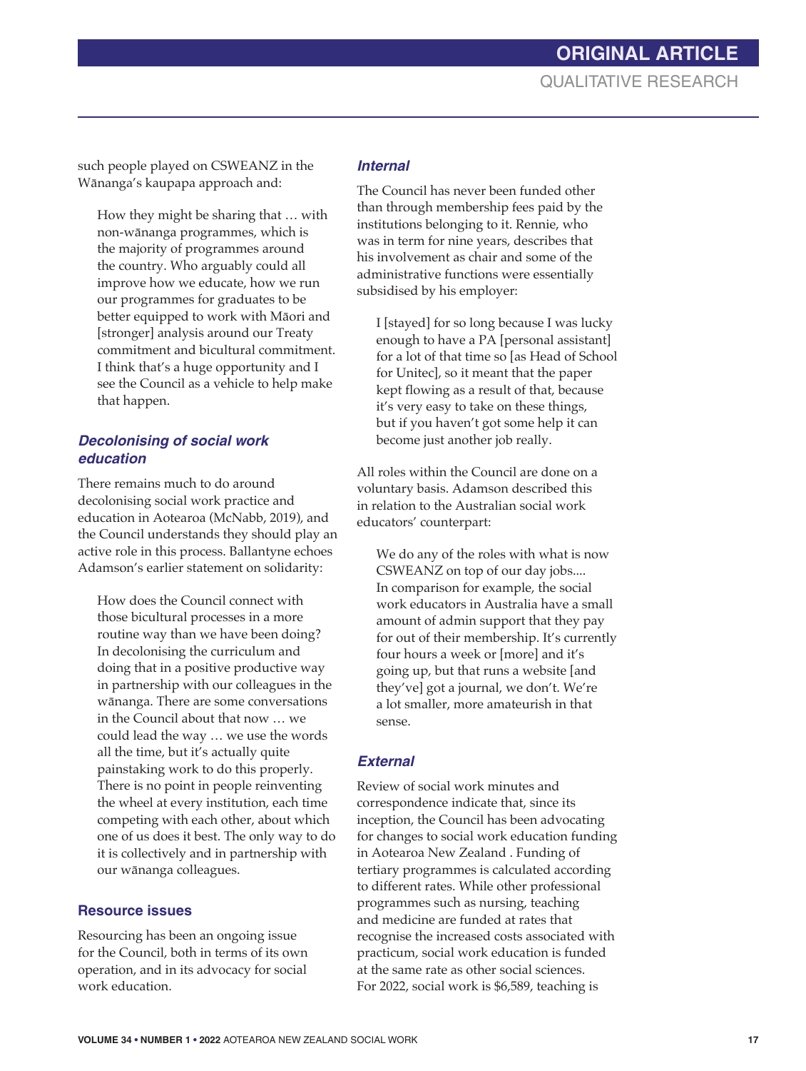such people played on CSWEANZ in the Wānanga's kaupapa approach and:

> How they might be sharing that … with non-wānanga programmes, which is the majority of programmes around the country. Who arguably could all improve how we educate, how we run our programmes for graduates to be better equipped to work with Māori and [stronger] analysis around our Treaty commitment and bicultural commitment. I think that's a huge opportunity and I see the Council as a vehicle to help make that happen.

### *Decolonising of social work education*

There remains much to do around decolonising social work practice and education in Aotearoa (McNabb, 2019), and the Council understands they should play an active role in this process. Ballantyne echoes Adamson's earlier statement on solidarity:

> How does the Council connect with those bicultural processes in a more routine way than we have been doing? In decolonising the curriculum and doing that in a positive productive way in partnership with our colleagues in the wānanga. There are some conversations in the Council about that now … we could lead the way … we use the words all the time, but it's actually quite painstaking work to do this properly. There is no point in people reinventing the wheel at every institution, each time competing with each other, about which one of us does it best. The only way to do it is collectively and in partnership with our wānanga colleagues.

## Resource issues

Resourcing has been an ongoing issue for the Council, both in terms of its own operation, and in its advocacy for social work education.

### *Internal*

The Council has never been funded other than through membership fees paid by the institutions belonging to it. Rennie, who was in term for nine years, describes that his involvement as chair and some of the administrative functions were essentially subsidised by his employer:

> I [stayed] for so long because I was lucky enough to have a PA [personal assistant] for a lot of that time so [as Head of School for Unitec], so it meant that the paper kept flowing as a result of that, because it's very easy to take on these things, but if you haven't got some help it can become just another job really.

All roles within the Council are done on a voluntary basis. Adamson described this in relation to the Australian social work educators' counterpart:

> We do any of the roles with what is now CSWEANZ on top of our day jobs.... In comparison for example, the social work educators in Australia have a small amount of admin support that they pay for out of their membership. It's currently four hours a week or [more] and it's going up, but that runs a website [and they've] got a journal, we don't. We're a lot smaller, more amateurish in that sense.

### *External*

Review of social work minutes and correspondence indicate that, since its inception, the Council has been advocating for changes to social work education funding in Aotearoa New Zealand . Funding of tertiary programmes is calculated according to different rates. While other professional programmes such as nursing, teaching and medicine are funded at rates that recognise the increased costs associated with practicum, social work education is funded at the same rate as other social sciences. For 2022, social work is $6,589, teaching is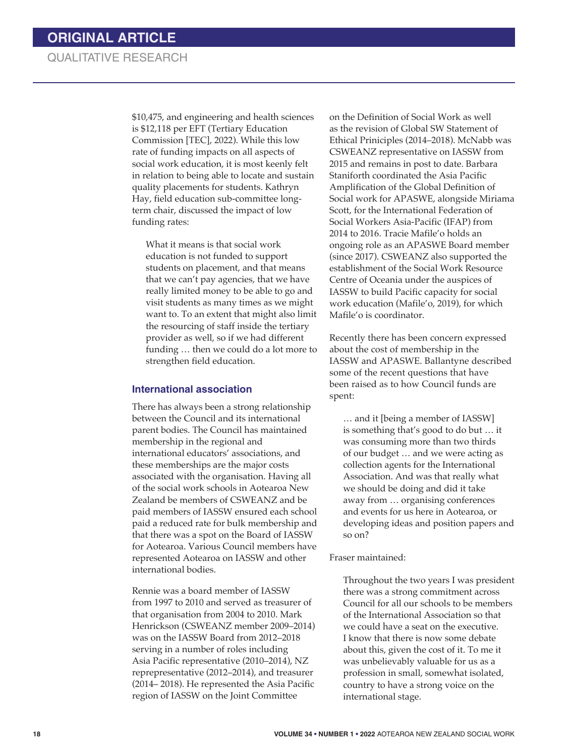$10,475, and engineering and health sciences is $12,118 per EFT (Tertiary Education Commission [TEC], 2022). While this low rate of funding impacts on all aspects of social work education, it is most keenly felt in relation to being able to locate and sustain quality placements for students. Kathryn Hay, field education sub-committee long-term chair, discussed the impact of low funding rates:

> What it means is that social work education is not funded to support students on placement, and that means that we can't pay agencies, that we have really limited money to be able to go and visit students as many times as we might want to. To an extent that might also limit the resourcing of staff inside the tertiary provider as well, so if we had different funding … then we could do a lot more to strengthen field education.

### International association

There has always been a strong relationship between the Council and its international parent bodies. The Council has maintained membership in the regional and international educators' associations, and these memberships are the major costs associated with the organisation. Having all of the social work schools in Aotearoa New Zealand be members of CSWEANZ and be paid members of IASSW ensured each school paid a reduced rate for bulk membership and that there was a spot on the Board of IASSW for Aotearoa. Various Council members have represented Aotearoa on IASSW and other international bodies.

Rennie was a board member of IASSW from 1997 to 2010 and served as treasurer of that organisation from 2004 to 2010. Mark Henrickson (CSWEANZ member 2009–2014) was on the IASSW Board from 2012–2018 serving in a number of roles including Asia Pacific representative (2010–2014), NZ reprepresentative (2012–2014), and treasurer (2014– 2018). He represented the Asia Pacific region of IASSW on the Joint Committee on the Definition of Social Work as well as the revision of Global SW Statement of Ethical Priniciples (2014–2018). McNabb was CSWEANZ representative on IASSW from 2015 and remains in post to date. Barbara Staniforth coordinated the Asia Pacific Amplification of the Global Definition of Social work for APASWE, alongside Miriama Scott, for the International Federation of Social Workers Asia-Pacific (IFAP) from 2014 to 2016. Tracie Mafile'o holds an ongoing role as an APASWE Board member (since 2017). CSWEANZ also supported the establishment of the Social Work Resource Centre of Oceania under the auspices of IASSW to build Pacific capacity for social work education (Mafile'o, 2019), for which Mafile'o is coordinator.

Recently there has been concern expressed about the cost of membership in the IASSW and APASWE. Ballantyne described some of the recent questions that have been raised as to how Council funds are spent:

> … and it [being a member of IASSW] is something that's good to do but … it was consuming more than two thirds of our budget … and we were acting as collection agents for the International Association. And was that really what we should be doing and did it take away from … organising conferences and events for us here in Aotearoa, or developing ideas and position papers and so on?

Fraser maintained:

> Throughout the two years I was president there was a strong commitment across Council for all our schools to be members of the International Association so that we could have a seat on the executive. I know that there is now some debate about this, given the cost of it. To me it was unbelievably valuable for us as a profession in small, somewhat isolated, country to have a strong voice on the international stage.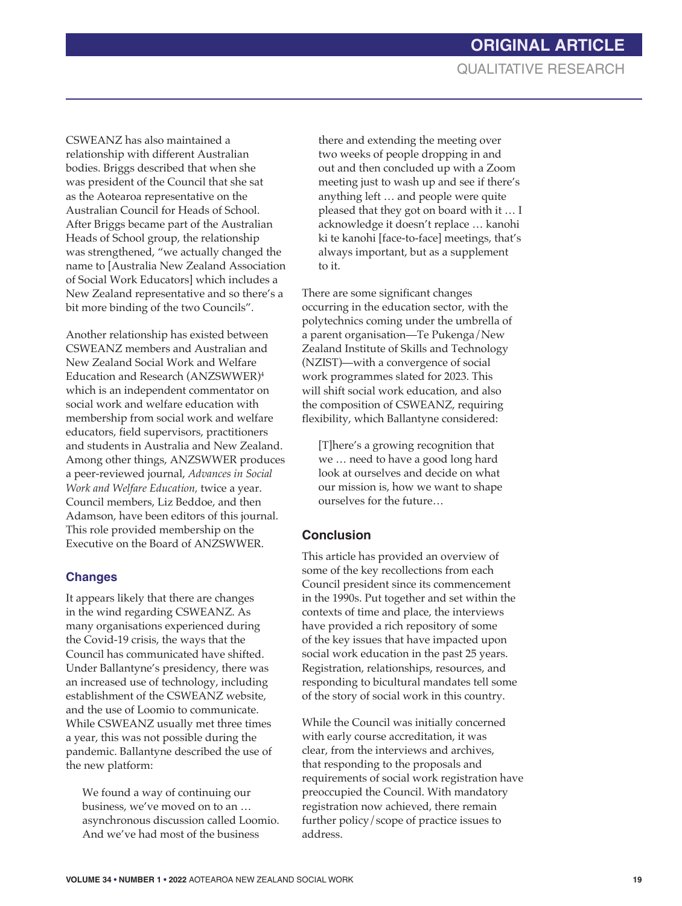CSWEANZ has also maintained a relationship with different Australian bodies. Briggs described that when she was president of the Council that she sat as the Aotearoa representative on the Australian Council for Heads of School. After Briggs became part of the Australian Heads of School group, the relationship was strengthened, "we actually changed the name to [Australia New Zealand Association of Social Work Educators] which includes a New Zealand representative and so there's a bit more binding of the two Councils".

Another relationship has existed between CSWEANZ members and Australian and New Zealand Social Work and Welfare Education and Research (ANZSWWER)[4] which is an independent commentator on social work and welfare education with membership from social work and welfare educators, field supervisors, practitioners and students in Australia and New Zealand. Among other things, ANZSWWER produces a peer-reviewed journal, *Advances in Social Work and Welfare Education,* twice a year. Council members, Liz Beddoe, and then Adamson, have been editors of this journal. This role provided membership on the Executive on the Board of ANZSWWER.

### Changes

It appears likely that there are changes in the wind regarding CSWEANZ. As many organisations experienced during the Covid-19 crisis, the ways that the Council has communicated have shifted. Under Ballantyne's presidency, there was an increased use of technology, including establishment of the CSWEANZ website, and the use of Loomio to communicate. While CSWEANZ usually met three times a year, this was not possible during the pandemic. Ballantyne described the use of the new platform:

> We found a way of continuing our business, we've moved on to an … asynchronous discussion called Loomio. And we've had most of the business there and extending the meeting over two weeks of people dropping in and out and then concluded up with a Zoom meeting just to wash up and see if there's anything left … and people were quite pleased that they got on board with it … I acknowledge it doesn't replace … kanohi ki te kanohi [face-to-face] meetings, that's always important, but as a supplement to it.

There are some significant changes occurring in the education sector, with the polytechnics coming under the umbrella of a parent organisation—Te Pukenga/New Zealand Institute of Skills and Technology (NZIST)—with a convergence of social work programmes slated for 2023. This will shift social work education, and also the composition of CSWEANZ, requiring flexibility, which Ballantyne considered:

> [T]here's a growing recognition that we … need to have a good long hard look at ourselves and decide on what our mission is, how we want to shape ourselves for the future…

### Conclusion

This article has provided an overview of some of the key recollections from each Council president since its commencement in the 1990s. Put together and set within the contexts of time and place, the interviews have provided a rich repository of some of the key issues that have impacted upon social work education in the past 25 years. Registration, relationships, resources, and responding to bicultural mandates tell some of the story of social work in this country.

While the Council was initially concerned with early course accreditation, it was clear, from the interviews and archives, that responding to the proposals and requirements of social work registration have preoccupied the Council. With mandatory registration now achieved, there remain further policy/scope of practice issues to address.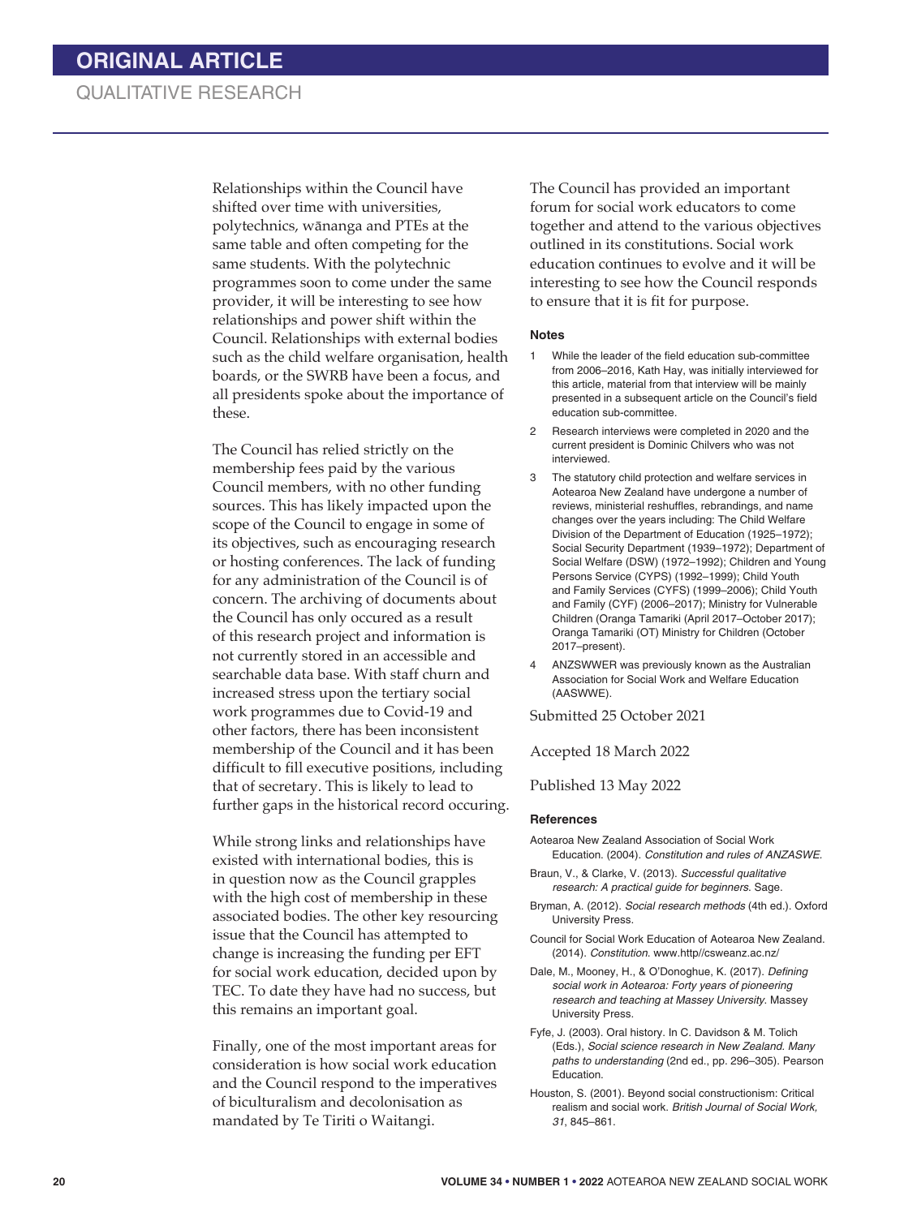Relationships within the Council have shifted over time with universities, polytechnics, wānanga and PTEs at the same table and often competing for the same students. With the polytechnic programmes soon to come under the same provider, it will be interesting to see how relationships and power shift within the Council. Relationships with external bodies such as the child welfare organisation, health boards, or the SWRB have been a focus, and all presidents spoke about the importance of these.

The Council has relied strictly on the membership fees paid by the various Council members, with no other funding sources. This has likely impacted upon the scope of the Council to engage in some of its objectives, such as encouraging research or hosting conferences. The lack of funding for any administration of the Council is of concern. The archiving of documents about the Council has only occured as a result of this research project and information is not currently stored in an accessible and searchable data base. With staff churn and increased stress upon the tertiary social work programmes due to Covid-19 and other factors, there has been inconsistent membership of the Council and it has been difficult to fill executive positions, including that of secretary. This is likely to lead to further gaps in the historical record occuring.

While strong links and relationships have existed with international bodies, this is in question now as the Council grapples with the high cost of membership in these associated bodies. The other key resourcing issue that the Council has attempted to change is increasing the funding per EFT for social work education, decided upon by TEC. To date they have had no success, but this remains an important goal.

Finally, one of the most important areas for consideration is how social work education and the Council respond to the imperatives of biculturalism and decolonisation as mandated by Te Tiriti o Waitangi.

The Council has provided an important forum for social work educators to come together and attend to the various objectives outlined in its constitutions. Social work education continues to evolve and it will be interesting to see how the Council responds to ensure that it is fit for purpose.

### Notes

1. While the leader of the field education sub-committee from 2006–2016, Kath Hay, was initially interviewed for this article, material from that interview will be mainly presented in a subsequent article on the Council's field education sub-committee.
2. Research interviews were completed in 2020 and the current president is Dominic Chilvers who was not interviewed.
3. The statutory child protection and welfare services in Aotearoa New Zealand have undergone a number of reviews, ministerial reshuffles, rebrandings, and name changes over the years including: The Child Welfare Division of the Department of Education (1925–1972); Social Security Department (1939–1972); Department of Social Welfare (DSW) (1972–1992); Children and Young Persons Service (CYPS) (1992–1999); Child Youth and Family Services (CYFS) (1999–2006); Child Youth and Family (CYF) (2006–2017); Ministry for Vulnerable Children (Oranga Tamariki (April 2017–October 2017); Oranga Tamariki (OT) Ministry for Children (October 2017–present).
4. ANZSWWER was previously known as the Australian Association for Social Work and Welfare Education (AASWWE).

Submitted 25 October 2021

Accepted 18 March 2022

Published 13 May 2022

### References

Aotearoa New Zealand Association of Social Work Education. (2004). *Constitution and rules of ANZASWE.*

Braun, V., & Clarke, V. (2013). *Successful qualitative research: A practical guide for beginners.* Sage.

Bryman, A. (2012). *Social research methods* (4th ed.). Oxford University Press.

Council for Social Work Education of Aotearoa New Zealand. (2014). *Constitution.* www.http//csweanz.ac.nz/

Dale, M., Mooney, H., & O'Donoghue, K. (2017). *Defining social work in Aotearoa: Forty years of pioneering research and teaching at Massey University.* Massey University Press.

Fyfe, J. (2003). Oral history. In C. Davidson & M. Tolich (Eds.), *Social science research in New Zealand. Many paths to understanding* (2nd ed., pp. 296–305). Pearson Education.

Houston, S. (2001). Beyond social constructionism: Critical realism and social work. *British Journal of Social Work, 31*, 845–861.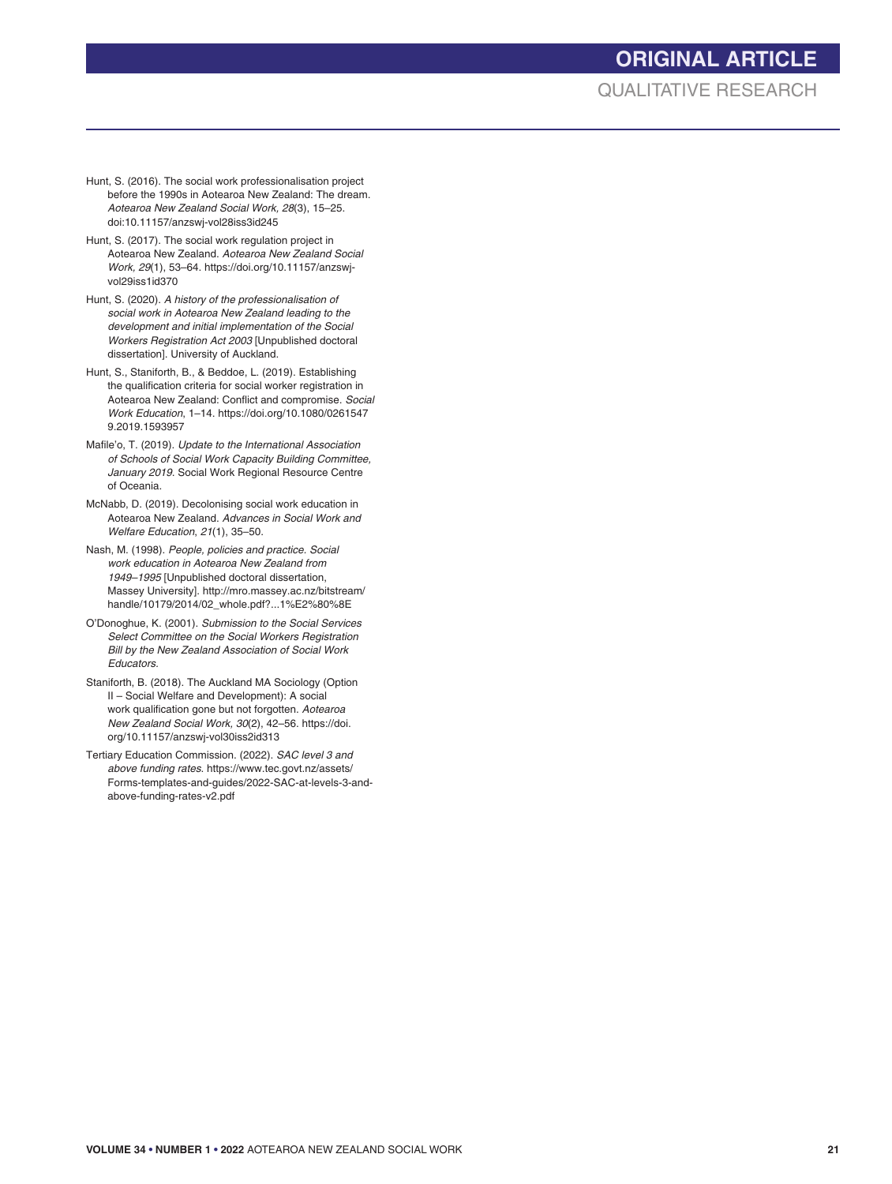Hunt, S. (2016). The social work professionalisation project before the 1990s in Aotearoa New Zealand: The dream. *Aotearoa New Zealand Social Work, 28*(3), 15–25. doi:10.11157/anzswj-vol28iss3id245

Hunt, S. (2017). The social work regulation project in Aotearoa New Zealand. *Aotearoa New Zealand Social Work, 29*(1), 53–64. https://doi.org/10.11157/anzswj-vol29iss1id370

Hunt, S. (2020). *A history of the professionalisation of social work in Aotearoa New Zealand leading to the development and initial implementation of the Social Workers Registration Act 2003* [Unpublished doctoral dissertation]. University of Auckland.

Hunt, S., Staniforth, B., & Beddoe, L. (2019). Establishing the qualification criteria for social worker registration in Aotearoa New Zealand: Conflict and compromise. *Social Work Education*, 1–14. https://doi.org/10.1080/02615479.2019.1593957

Mafile'o, T. (2019). *Update to the International Association of Schools of Social Work Capacity Building Committee, January 2019*. Social Work Regional Resource Centre of Oceania.

McNabb, D. (2019). Decolonising social work education in Aotearoa New Zealand. *Advances in Social Work and Welfare Education*, *21*(1), 35–50.

Nash, M. (1998). *People, policies and practice. Social work education in Aotearoa New Zealand from 1949–1995* [Unpublished doctoral dissertation, Massey University]. http://mro.massey.ac.nz/bitstream/handle/10179/2014/02_whole.pdf?...1%E2%80%8E

O'Donoghue, K. (2001). *Submission to the Social Services Select Committee on the Social Workers Registration Bill by the New Zealand Association of Social Work Educators*.

Staniforth, B. (2018). The Auckland MA Sociology (Option II – Social Welfare and Development): A social work qualification gone but not forgotten. *Aotearoa New Zealand Social Work, 30*(2), 42–56. https://doi.org/10.11157/anzswj-vol30iss2id313

Tertiary Education Commission. (2022). *SAC level 3 and above funding rates*. https://www.tec.govt.nz/assets/Forms-templates-and-guides/2022-SAC-at-levels-3-and-above-funding-rates-v2.pdf